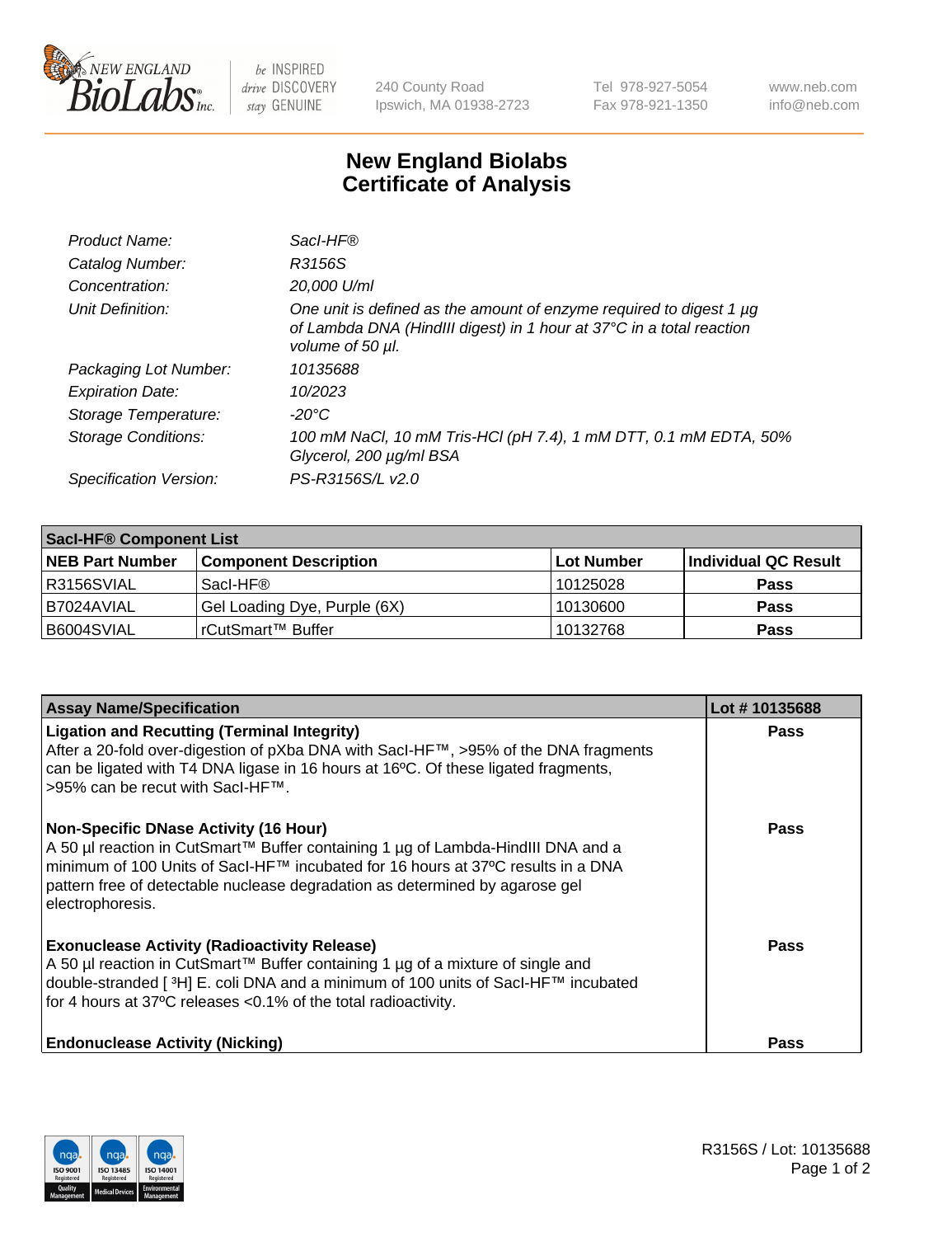# New England Biolabs Certificate of Analysis

| | |
|---|---|
| *Product Name:* | *SacI-HF®* |
| *Catalog Number:* | *R3156S* |
| *Concentration:* | *20,000 U/ml* |
| *Unit Definition:* | *One unit is defined as the amount of enzyme required to digest 1 µg of Lambda DNA (HindIII digest) in 1 hour at 37°C in a total reaction volume of 50 µl.* |
| *Packaging Lot Number:* | *10135688* |
| *Expiration Date:* | *10/2023* |
| *Storage Temperature:* | *-20°C* |
| *Storage Conditions:* | *100 mM NaCl, 10 mM Tris-HCl (pH 7.4), 1 mM DTT, 0.1 mM EDTA, 50% Glycerol, 200 µg/ml BSA* |
| *Specification Version:* | *PS-R3156S/L v2.0* |

| SacI-HF® Component List | | | |
|---|---|---|---|
| **NEB Part Number** | **Component Description** | **Lot Number** | **Individual QC Result** |
| R3156SVIAL | SacI-HF® | 10125028 | **Pass** |
| B7024AVIAL | Gel Loading Dye, Purple (6X) | 10130600 | **Pass** |
| B6004SVIAL | rCutSmart™ Buffer | 10132768 | **Pass** |

| Assay Name/Specification | Lot # 10135688 |
|---|---|
| **Ligation and Recutting (Terminal Integrity)**<br>After a 20-fold over-digestion of pXba DNA with SacI-HF™, >95% of the DNA fragments can be ligated with T4 DNA ligase in 16 hours at 16ºC. Of these ligated fragments, >95% can be recut with SacI-HF™. | **Pass** |
| **Non-Specific DNase Activity (16 Hour)**<br>A 50 µl reaction in CutSmart™ Buffer containing 1 µg of Lambda-HindIII DNA and a minimum of 100 Units of SacI-HF™ incubated for 16 hours at 37ºC results in a DNA pattern free of detectable nuclease degradation as determined by agarose gel electrophoresis. | **Pass** |
| **Exonuclease Activity (Radioactivity Release)**<br>A 50 µl reaction in CutSmart™ Buffer containing 1 µg of a mixture of single and double-stranded [ $^{3}$H] E. coli DNA and a minimum of 100 units of SacI-HF™ incubated for 4 hours at 37ºC releases <0.1% of the total radioactivity. | **Pass** |
| **Endonuclease Activity (Nicking)** | **Pass** |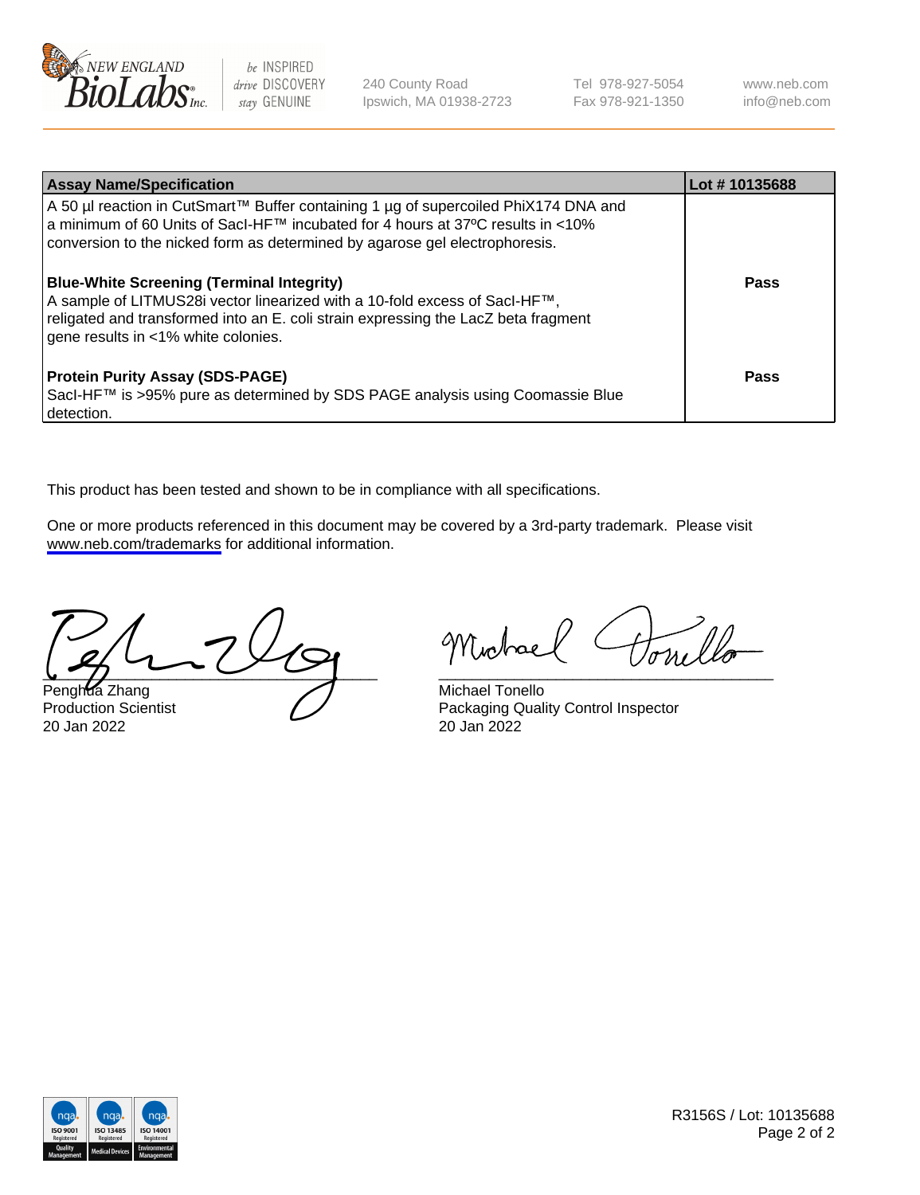| Assay Name/Specification | Lot # 10135688 |
|---|---|
| A 50 µl reaction in CutSmart™ Buffer containing 1 µg of supercoiled PhiX174 DNA and a minimum of 60 Units of SacI-HF™ incubated for 4 hours at 37ºC results in <10% conversion to the nicked form as determined by agarose gel electrophoresis. | |
| **Blue-White Screening (Terminal Integrity)** A sample of LITMUS28i vector linearized with a 10-fold excess of SacI-HF™, religated and transformed into an E. coli strain expressing the LacZ beta fragment gene results in <1% white colonies. | **Pass** |
| **Protein Purity Assay (SDS-PAGE)** SacI-HF™ is >95% pure as determined by SDS PAGE analysis using Coomassie Blue detection. | **Pass** |

This product has been tested and shown to be in compliance with all specifications.

One or more products referenced in this document may be covered by a 3rd-party trademark. Please visit www.neb.com/trademarks for additional information.

Penghua Zhang
Production Scientist
20 Jan 2022

Michael Tonello
Packaging Quality Control Inspector
20 Jan 2022

R3156S / Lot: 10135688